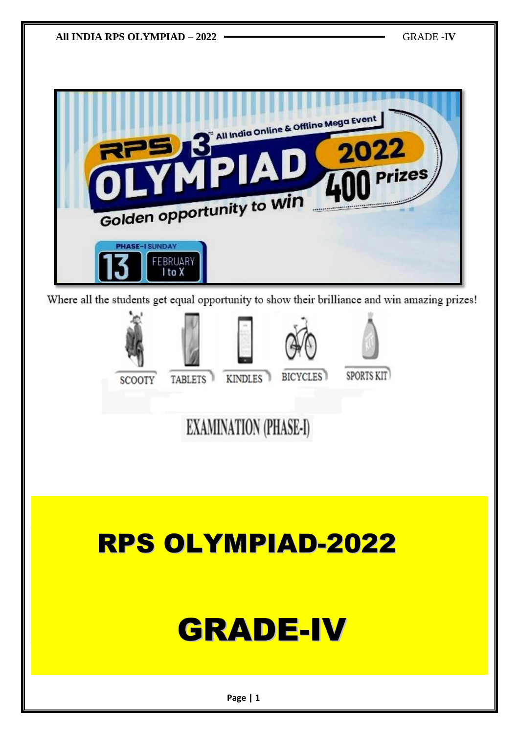RPS 3rd All India Online & Offline Mega Event

# OLYMPIAD 2022

400 Prizes

Golden opportunity to win

PHASE-I SUNDAY 13 FEBRUARY I to X

Where all the students get equal opportunity to show their brilliance and win amazing prizes!

SCOOTY TABLETS KINDLES BICYCLES SPORTS KIT

EXAMINATION (PHASE-I)

# RPS OLYMPIAD-2022

# GRADE-IV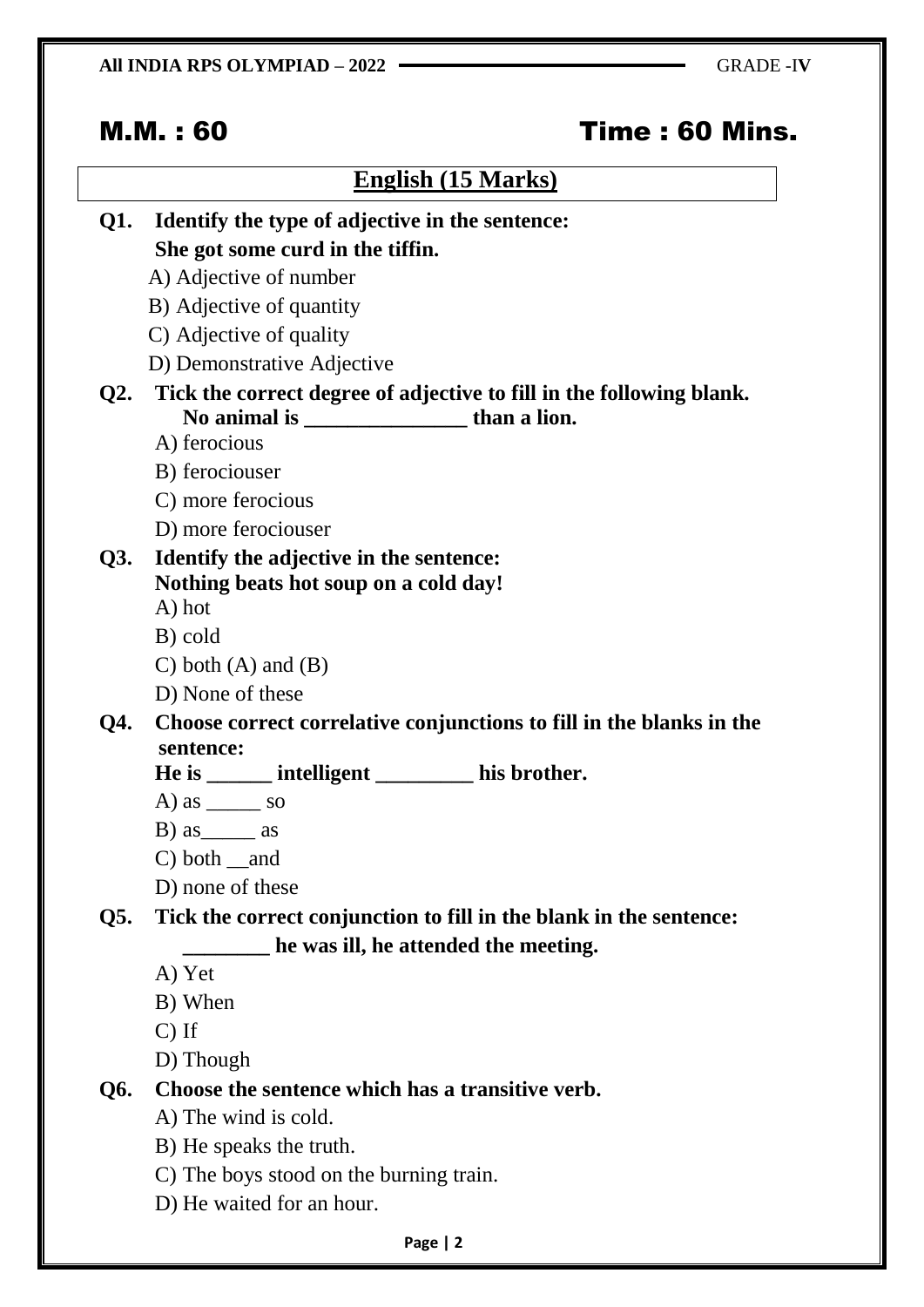**All INDIA RPS OLYMPIAD – 2022** GRADE -**IV**

# M.M. : 60 Time : 60 Mins.

## English (15 Marks)

**Q1. Identify the type of adjective in the sentence:**
**She got some curd in the tiffin.**

A) Adjective of number
B) Adjective of quantity
C) Adjective of quality
D) Demonstrative Adjective

**Q2. Tick the correct degree of adjective to fill in the following blank.**
**No animal is _______________ than a lion.**

A) ferocious
B) ferociouser
C) more ferocious
D) more ferociouser

**Q3. Identify the adjective in the sentence:**
**Nothing beats hot soup on a cold day!**

A) hot
B) cold
C) both (A) and (B)
D) None of these

**Q4. Choose correct correlative conjunctions to fill in the blanks in the sentence:**
**He is ______ intelligent _________ his brother.**

A) as _____ so
B) as_____ as
C) both __and
D) none of these

**Q5. Tick the correct conjunction to fill in the blank in the sentence:**
**________ he was ill, he attended the meeting.**

A) Yet
B) When
C) If
D) Though

**Q6. Choose the sentence which has a transitive verb.**

A) The wind is cold.
B) He speaks the truth.
C) The boys stood on the burning train.
D) He waited for an hour.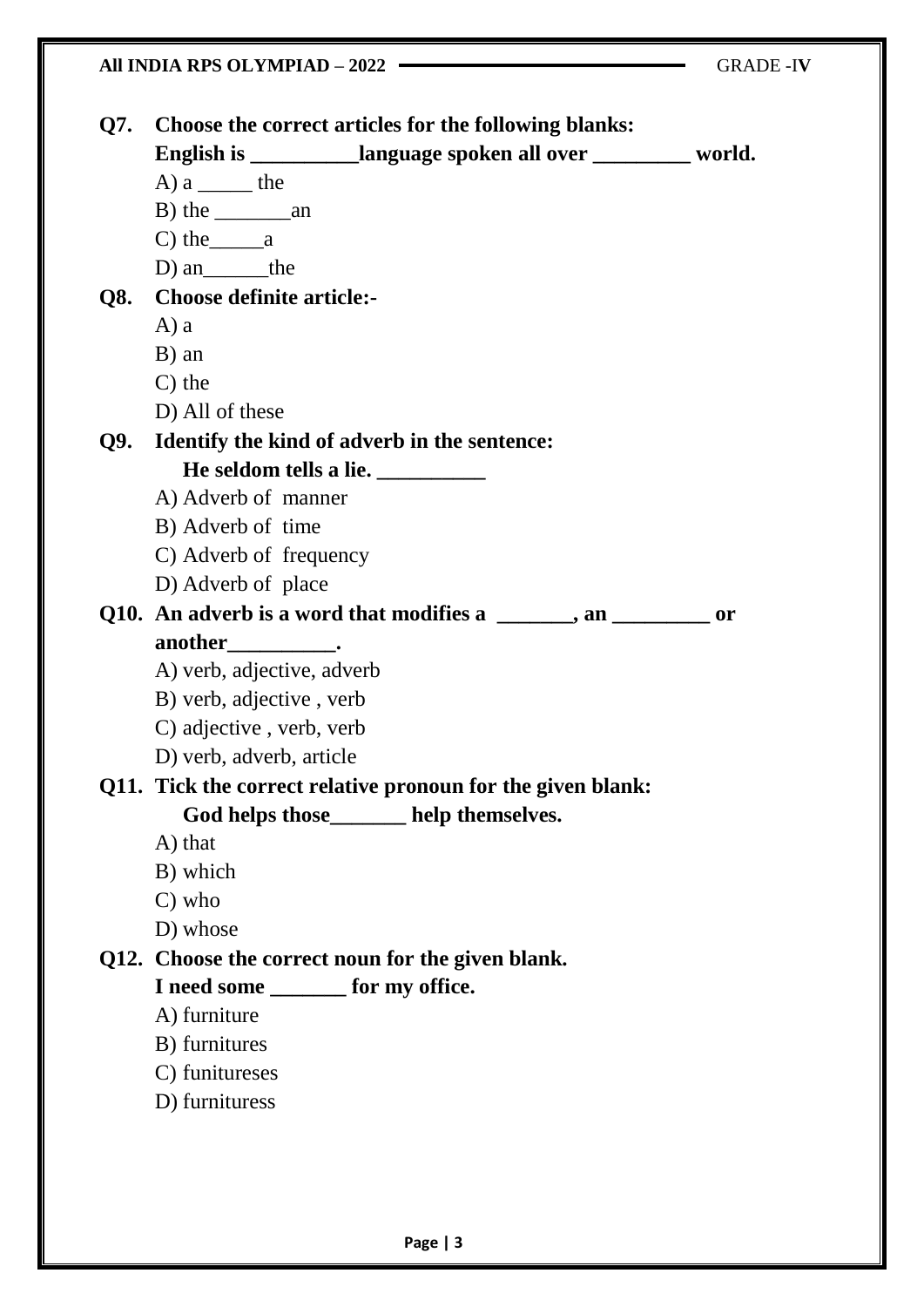**Q7. Choose the correct articles for the following blanks:**
**English is __________language spoken all over _________ world.**

A) a _____ the
B) the _______an
C) the_____a
D) an______the

**Q8. Choose definite article:-**

A) a
B) an
C) the
D) All of these

**Q9. Identify the kind of adverb in the sentence:**
**He seldom tells a lie. __________**

A) Adverb of manner
B) Adverb of time
C) Adverb of frequency
D) Adverb of place

**Q10. An adverb is a word that modifies a _______, an _________ or another__________.**

A) verb, adjective, adverb
B) verb, adjective , verb
C) adjective , verb, verb
D) verb, adverb, article

**Q11. Tick the correct relative pronoun for the given blank:**
**God helps those_______ help themselves.**

A) that
B) which
C) who
D) whose

**Q12. Choose the correct noun for the given blank.**
**I need some _______ for my office.**

A) furniture
B) furnitures
C) funitureses
D) furnituress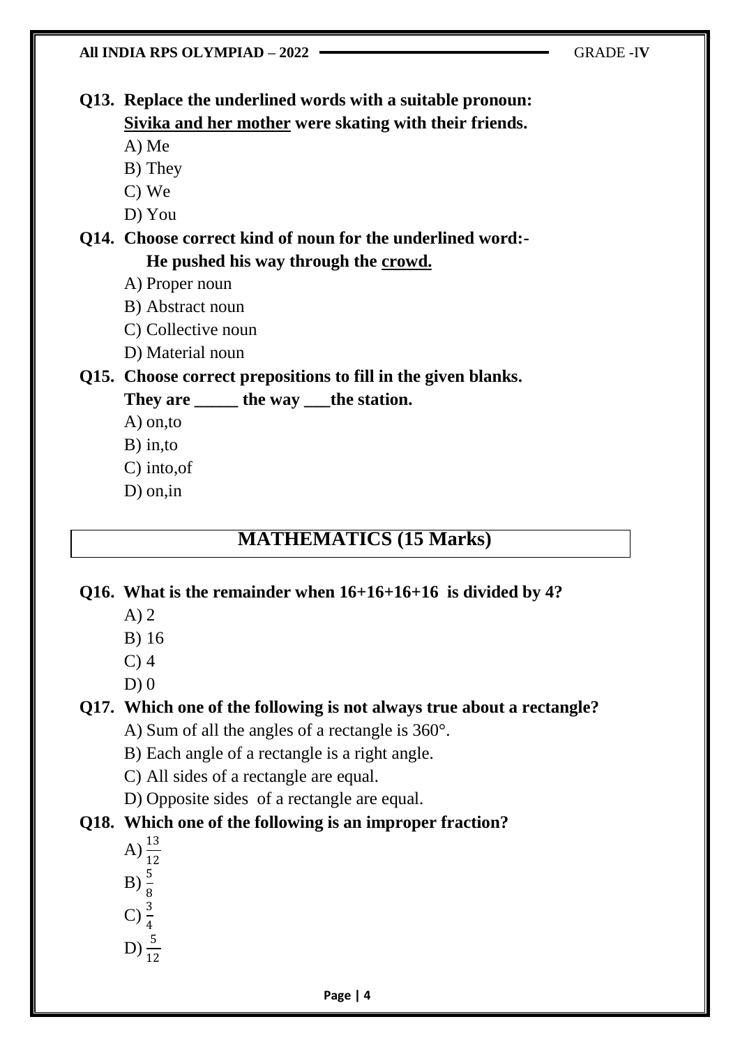**Q13. Replace the underlined words with a suitable pronoun:**
**<u>Sivika and her mother</u> were skating with their friends.**

A) Me
B) They
C) We
D) You

**Q14. Choose correct kind of noun for the underlined word:-**
**He pushed his way through the <u>crowd.</u>**

A) Proper noun
B) Abstract noun
C) Collective noun
D) Material noun

**Q15. Choose correct prepositions to fill in the given blanks.**
**They are _____ the way ___the station.**

A) on,to
B) in,to
C) into,of
D) on,in

## MATHEMATICS (15 Marks)

**Q16. What is the remainder when 16+16+16+16 is divided by 4?**

A) 2
B) 16
C) 4
D) 0

**Q17. Which one of the following is not always true about a rectangle?**

A) Sum of all the angles of a rectangle is 360°.
B) Each angle of a rectangle is a right angle.
C) All sides of a rectangle are equal.
D) Opposite sides of a rectangle are equal.

**Q18. Which one of the following is an improper fraction?**

A) $\frac{13}{12}$
B) $\frac{5}{8}$
C) $\frac{3}{4}$
D) $\frac{5}{12}$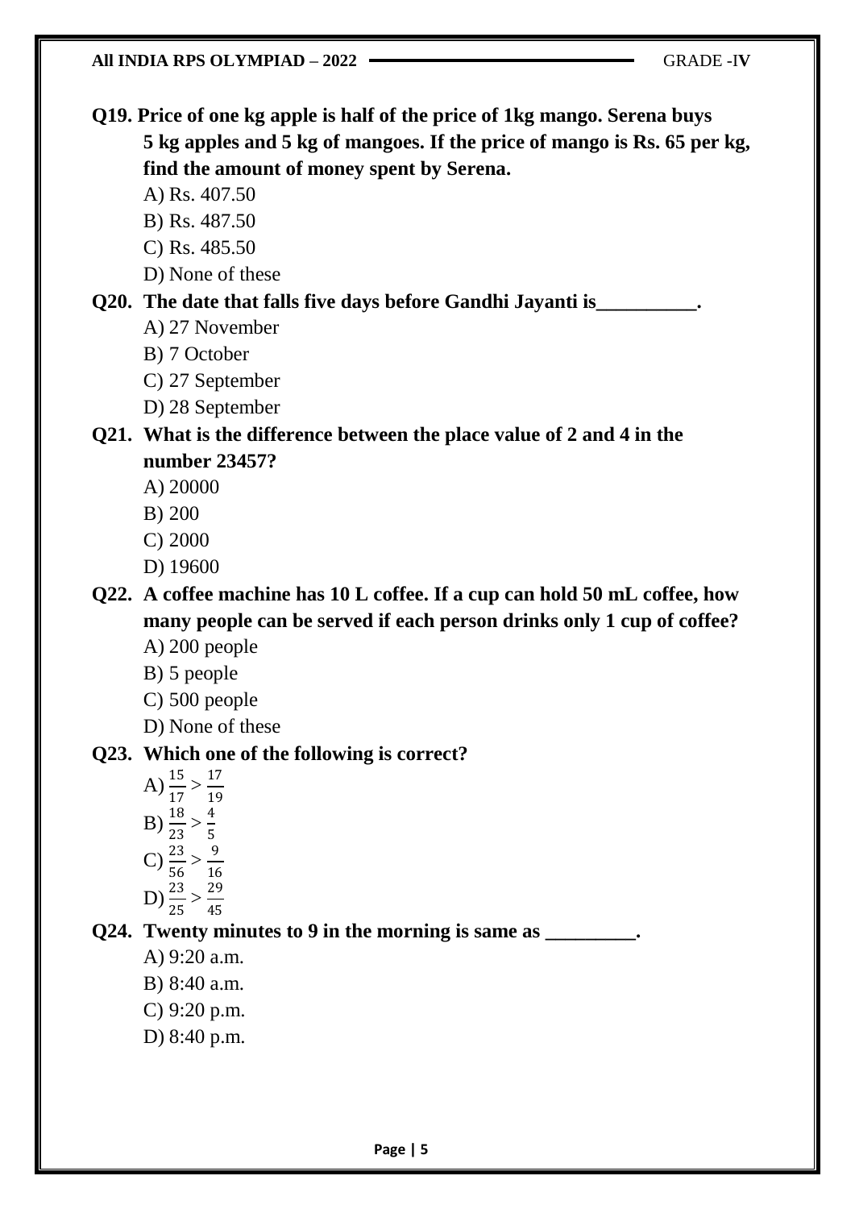**Q19. Price of one kg apple is half of the price of 1kg mango. Serena buys 5 kg apples and 5 kg of mangoes. If the price of mango is Rs. 65 per kg, find the amount of money spent by Serena.**

A) Rs. 407.50

B) Rs. 487.50

C) Rs. 485.50

D) None of these

**Q20. The date that falls five days before Gandhi Jayanti is__________.**

A) 27 November

B) 7 October

C) 27 September

D) 28 September

**Q21. What is the difference between the place value of 2 and 4 in the number 23457?**

A) 20000

B) 200

C) 2000

D) 19600

**Q22. A coffee machine has 10 L coffee. If a cup can hold 50 mL coffee, how many people can be served if each person drinks only 1 cup of coffee?**

A) 200 people

B) 5 people

C) 500 people

D) None of these

**Q23. Which one of the following is correct?**

A) $\frac{15}{17} > \frac{17}{19}$

B) $\frac{18}{23} > \frac{4}{5}$

C) $\frac{23}{56} > \frac{9}{16}$

D) $\frac{23}{25} > \frac{29}{45}$

**Q24. Twenty minutes to 9 in the morning is same as _________.**

A) 9:20 a.m.

B) 8:40 a.m.

C) 9:20 p.m.

D) 8:40 p.m.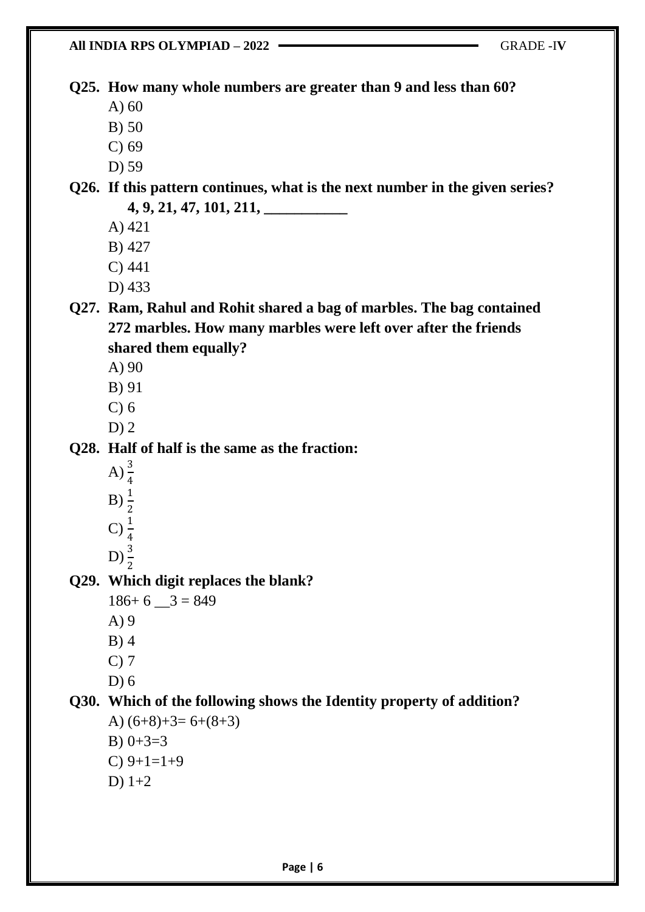**Q25. How many whole numbers are greater than 9 and less than 60?**

A) 60

B) 50

C) 69

D) 59

**Q26. If this pattern continues, what is the next number in the given series?**

**4, 9, 21, 47, 101, 211, ___________**

A) 421

B) 427

C) 441

D) 433

**Q27. Ram, Rahul and Rohit shared a bag of marbles. The bag contained 272 marbles. How many marbles were left over after the friends shared them equally?**

A) 90

B) 91

C) 6

D) 2

**Q28. Half of half is the same as the fraction:**

A) $\frac{3}{4}$

B) $\frac{1}{2}$

C) $\frac{1}{4}$

D) $\frac{3}{2}$

**Q29. Which digit replaces the blank?**

186+ 6 __3 = 849

A) 9

B) 4

C) 7

D) 6

**Q30. Which of the following shows the Identity property of addition?**

A) (6+8)+3= 6+(8+3)

B) 0+3=3

C) 9+1=1+9

D) 1+2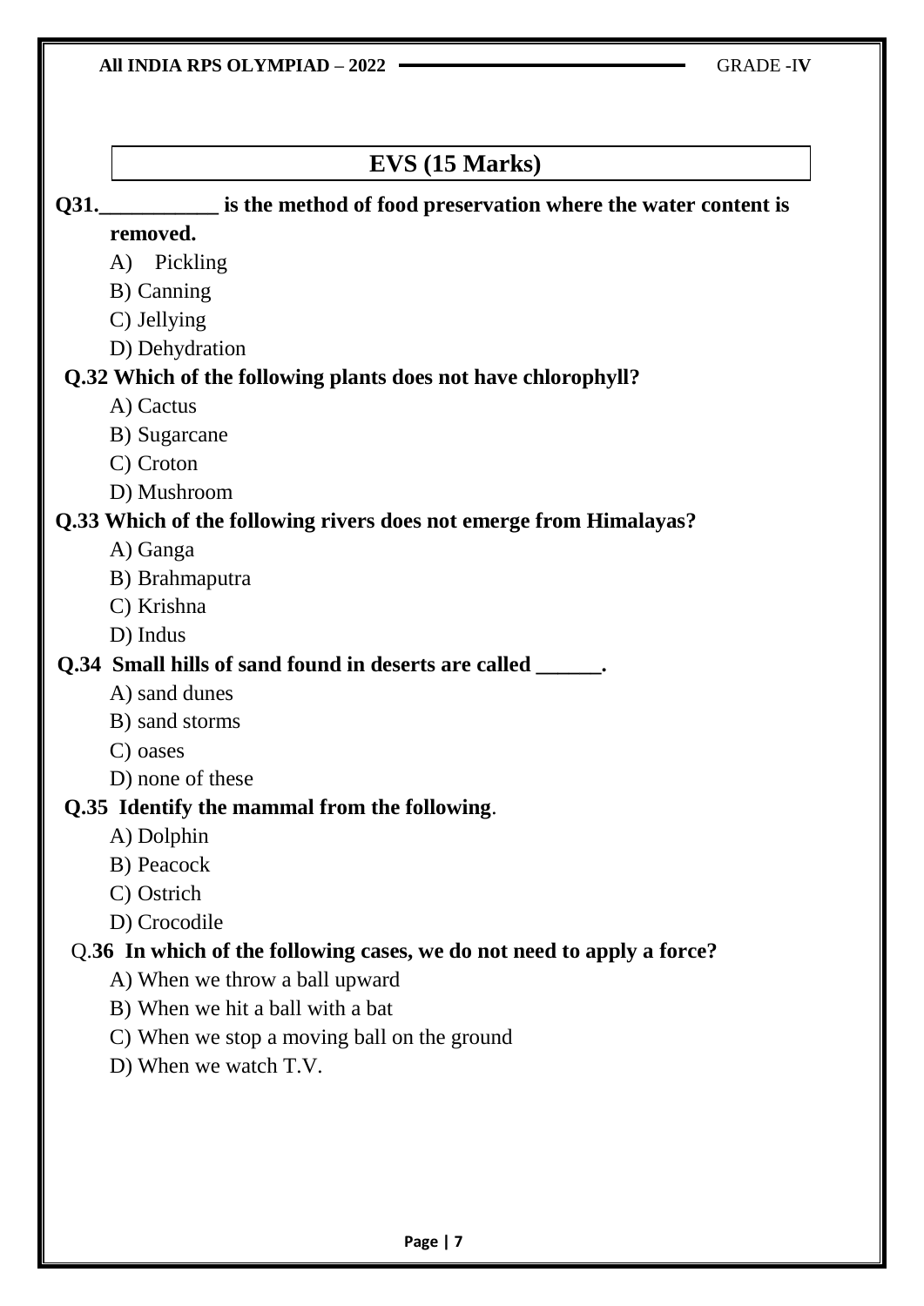## EVS (15 Marks)

**Q31.___________ is the method of food preservation where the water content is removed.**

A) Pickling
B) Canning
C) Jellying
D) Dehydration

**Q.32 Which of the following plants does not have chlorophyll?**

A) Cactus
B) Sugarcane
C) Croton
D) Mushroom

**Q.33 Which of the following rivers does not emerge from Himalayas?**

A) Ganga
B) Brahmaputra
C) Krishna
D) Indus

**Q.34 Small hills of sand found in deserts are called ______.**

A) sand dunes
B) sand storms
C) oases
D) none of these

**Q.35 Identify the mammal from the following**.

A) Dolphin
B) Peacock
C) Ostrich
D) Crocodile

Q.**36 In which of the following cases, we do not need to apply a force?**

A) When we throw a ball upward
B) When we hit a ball with a bat
C) When we stop a moving ball on the ground
D) When we watch T.V.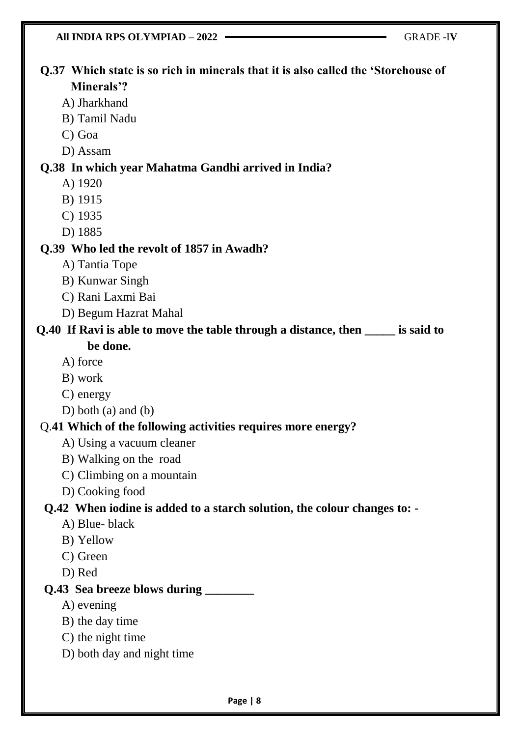**Q.37 Which state is so rich in minerals that it is also called the 'Storehouse of Minerals'?**

A) Jharkhand

B) Tamil Nadu

C) Goa

D) Assam

**Q.38 In which year Mahatma Gandhi arrived in India?**

A) 1920

B) 1915

C) 1935

D) 1885

**Q.39 Who led the revolt of 1857 in Awadh?**

A) Tantia Tope

B) Kunwar Singh

C) Rani Laxmi Bai

D) Begum Hazrat Mahal

**Q.40 If Ravi is able to move the table through a distance, then _____ is said to be done.**

A) force

B) work

C) energy

D) both (a) and (b)

Q.**41 Which of the following activities requires more energy?**

A) Using a vacuum cleaner

B) Walking on the road

C) Climbing on a mountain

D) Cooking food

**Q.42 When iodine is added to a starch solution, the colour changes to: -**

A) Blue- black

B) Yellow

C) Green

D) Red

**Q.43 Sea breeze blows during ________**

A) evening

B) the day time

C) the night time

D) both day and night time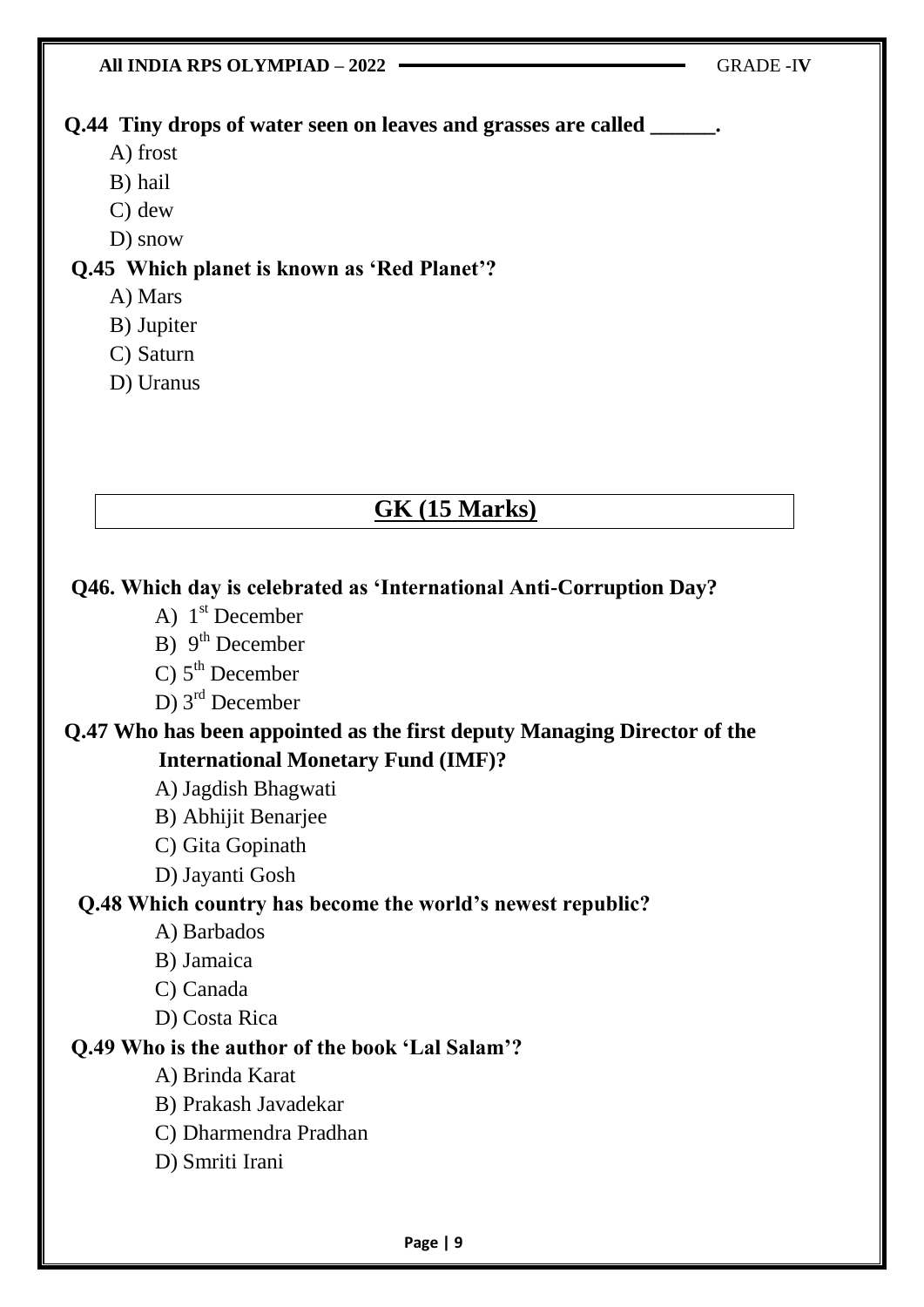**Q.44 Tiny drops of water seen on leaves and grasses are called ______.**

A) frost

B) hail

C) dew

D) snow

**Q.45 Which planet is known as 'Red Planet'?**

A) Mars

B) Jupiter

C) Saturn

D) Uranus

## GK (15 Marks)

**Q46. Which day is celebrated as 'International Anti-Corruption Day?**

A) 1st December

B) 9th December

C) 5th December

D) 3rd December

**Q.47 Who has been appointed as the first deputy Managing Director of the International Monetary Fund (IMF)?**

A) Jagdish Bhagwati

B) Abhijit Benarjee

C) Gita Gopinath

D) Jayanti Gosh

**Q.48 Which country has become the world's newest republic?**

A) Barbados

B) Jamaica

C) Canada

D) Costa Rica

**Q.49 Who is the author of the book 'Lal Salam'?**

A) Brinda Karat

B) Prakash Javadekar

C) Dharmendra Pradhan

D) Smriti Irani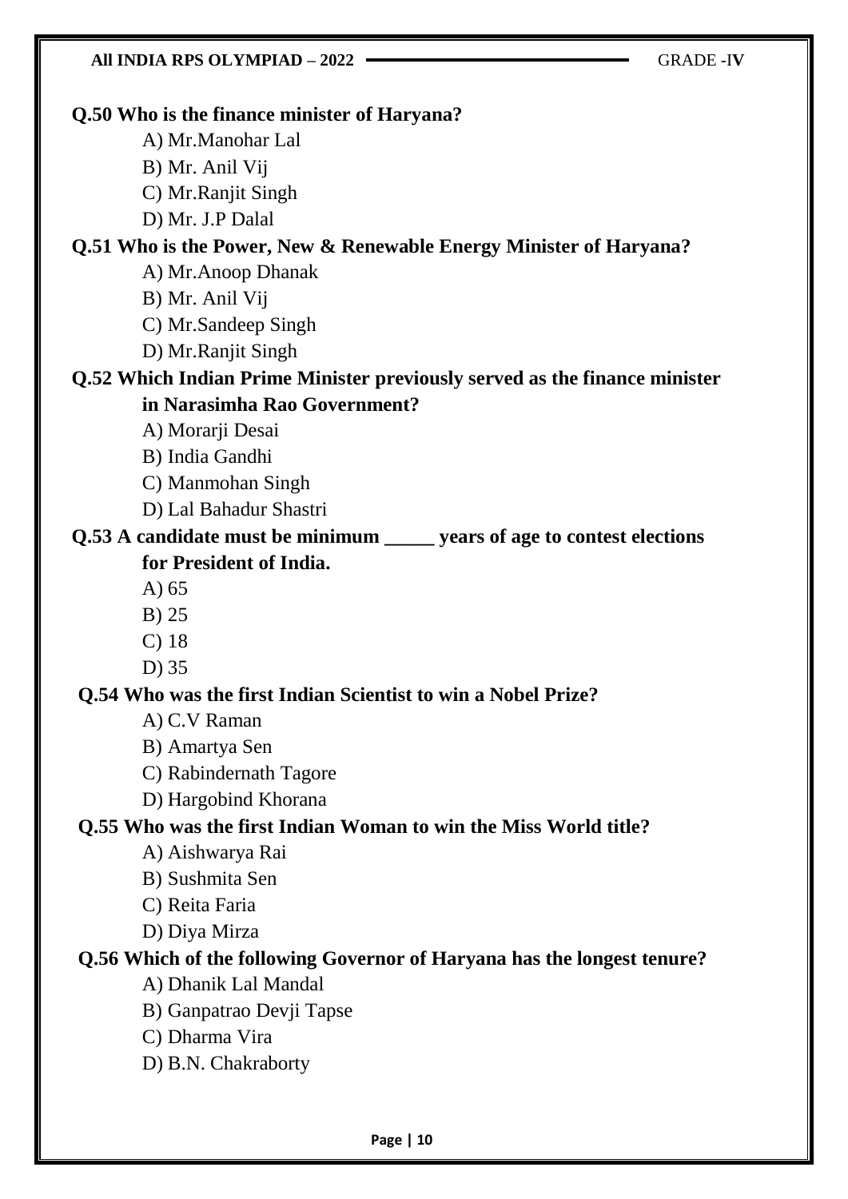**Q.50 Who is the finance minister of Haryana?**

A) Mr.Manohar Lal
B) Mr. Anil Vij
C) Mr.Ranjit Singh
D) Mr. J.P Dalal

**Q.51 Who is the Power, New & Renewable Energy Minister of Haryana?**

A) Mr.Anoop Dhanak
B) Mr. Anil Vij
C) Mr.Sandeep Singh
D) Mr.Ranjit Singh

**Q.52 Which Indian Prime Minister previously served as the finance minister in Narasimha Rao Government?**

A) Morarji Desai
B) India Gandhi
C) Manmohan Singh
D) Lal Bahadur Shastri

**Q.53 A candidate must be minimum _____ years of age to contest elections for President of India.**

A) 65
B) 25
C) 18
D) 35

**Q.54 Who was the first Indian Scientist to win a Nobel Prize?**

A) C.V Raman
B) Amartya Sen
C) Rabindernath Tagore
D) Hargobind Khorana

**Q.55 Who was the first Indian Woman to win the Miss World title?**

A) Aishwarya Rai
B) Sushmita Sen
C) Reita Faria
D) Diya Mirza

**Q.56 Which of the following Governor of Haryana has the longest tenure?**

A) Dhanik Lal Mandal
B) Ganpatrao Devji Tapse
C) Dharma Vira
D) B.N. Chakraborty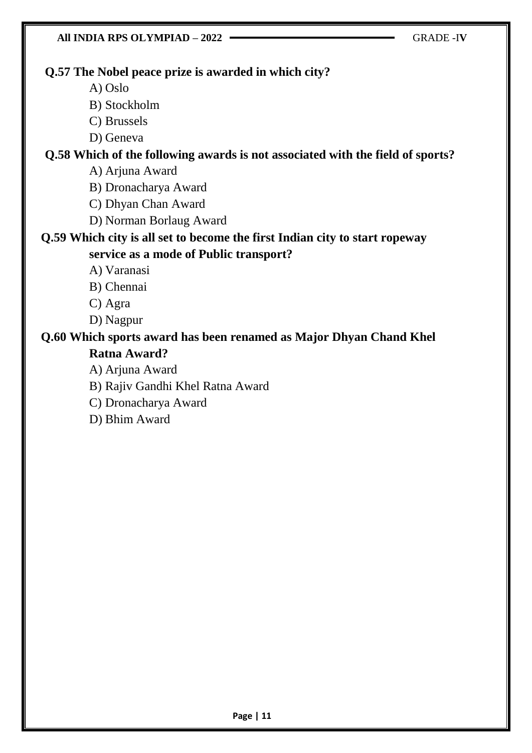**Q.57 The Nobel peace prize is awarded in which city?**

A) Oslo

B) Stockholm

C) Brussels

D) Geneva

**Q.58 Which of the following awards is not associated with the field of sports?**

A) Arjuna Award

B) Dronacharya Award

C) Dhyan Chan Award

D) Norman Borlaug Award

**Q.59 Which city is all set to become the first Indian city to start ropeway service as a mode of Public transport?**

A) Varanasi

B) Chennai

C) Agra

D) Nagpur

**Q.60 Which sports award has been renamed as Major Dhyan Chand Khel Ratna Award?**

A) Arjuna Award

B) Rajiv Gandhi Khel Ratna Award

C) Dronacharya Award

D) Bhim Award